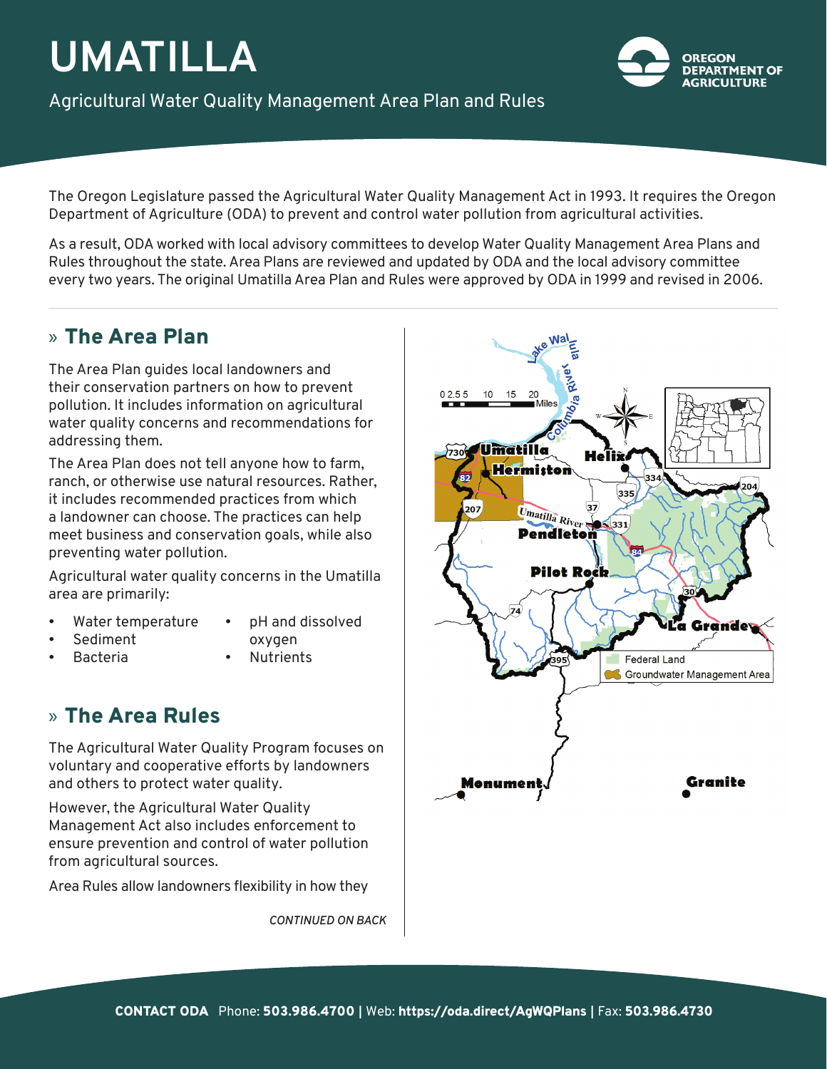# UMATILLA

Agricultural Water Quality Management Area Plan and Rules

OREGON DEPARTMENT OF AGRICULTURE

The Oregon Legislature passed the Agricultural Water Quality Management Act in 1993. It requires the Oregon Department of Agriculture (ODA) to prevent and control water pollution from agricultural activities.

As a result, ODA worked with local advisory committees to develop Water Quality Management Area Plans and Rules throughout the state. Area Plans are reviewed and updated by ODA and the local advisory committee every two years. The original Umatilla Area Plan and Rules were approved by ODA in 1999 and revised in 2006.

## » The Area Plan

The Area Plan guides local landowners and their conservation partners on how to prevent pollution. It includes information on agricultural water quality concerns and recommendations for addressing them.

The Area Plan does not tell anyone how to farm, ranch, or otherwise use natural resources. Rather, it includes recommended practices from which a landowner can choose. The practices can help meet business and conservation goals, while also preventing water pollution.

Agricultural water quality concerns in the Umatilla area are primarily:

- Water temperature
- Sediment
- Bacteria
- pH and dissolved oxygen
- Nutrients

## » The Area Rules

The Agricultural Water Quality Program focuses on voluntary and cooperative efforts by landowners and others to protect water quality.

However, the Agricultural Water Quality Management Act also includes enforcement to ensure prevention and control of water pollution from agricultural sources.

Area Rules allow landowners flexibility in how they

*CONTINUED ON BACK*

**CONTACT ODA** Phone: **503.986.4700** | Web: **https://oda.direct/AgWQPlans** | Fax: **503.986.4730**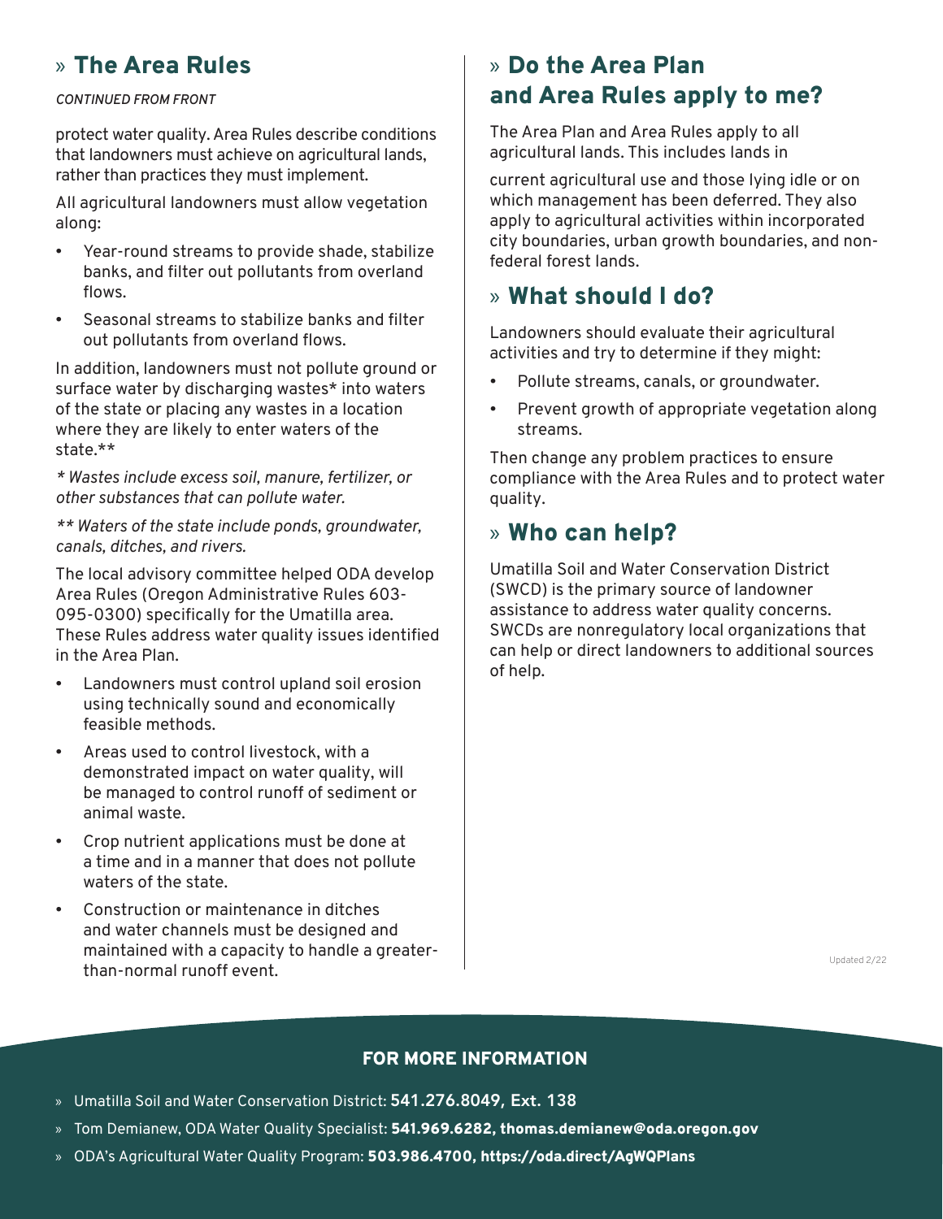## » The Area Rules

*CONTINUED FROM FRONT*

protect water quality. Area Rules describe conditions that landowners must achieve on agricultural lands, rather than practices they must implement.

All agricultural landowners must allow vegetation along:

- Year-round streams to provide shade, stabilize banks, and filter out pollutants from overland flows.
- Seasonal streams to stabilize banks and filter out pollutants from overland flows.

In addition, landowners must not pollute ground or surface water by discharging wastes* into waters of the state or placing any wastes in a location where they are likely to enter waters of the state.**

*\* Wastes include excess soil, manure, fertilizer, or other substances that can pollute water.*

*\*\* Waters of the state include ponds, groundwater, canals, ditches, and rivers.*

The local advisory committee helped ODA develop Area Rules (Oregon Administrative Rules 603-095-0300) specifically for the Umatilla area. These Rules address water quality issues identified in the Area Plan.

- Landowners must control upland soil erosion using technically sound and economically feasible methods.
- Areas used to control livestock, with a demonstrated impact on water quality, will be managed to control runoff of sediment or animal waste.
- Crop nutrient applications must be done at a time and in a manner that does not pollute waters of the state.
- Construction or maintenance in ditches and water channels must be designed and maintained with a capacity to handle a greater-than-normal runoff event.

## » Do the Area Plan and Area Rules apply to me?

The Area Plan and Area Rules apply to all agricultural lands. This includes lands in current agricultural use and those lying idle or on which management has been deferred. They also apply to agricultural activities within incorporated city boundaries, urban growth boundaries, and non-federal forest lands.

## » What should I do?

Landowners should evaluate their agricultural activities and try to determine if they might:

- Pollute streams, canals, or groundwater.
- Prevent growth of appropriate vegetation along streams.

Then change any problem practices to ensure compliance with the Area Rules and to protect water quality.

## » Who can help?

Umatilla Soil and Water Conservation District (SWCD) is the primary source of landowner assistance to address water quality concerns. SWCDs are nonregulatory local organizations that can help or direct landowners to additional sources of help.

Updated 2/22

### FOR MORE INFORMATION

- » Umatilla Soil and Water Conservation District: **541.276.8049, Ext. 138**
- » Tom Demianew, ODA Water Quality Specialist: **541.969.6282, thomas.demianew@oda.oregon.gov**
- » ODA's Agricultural Water Quality Program: **503.986.4700, https://oda.direct/AgWQPlans**